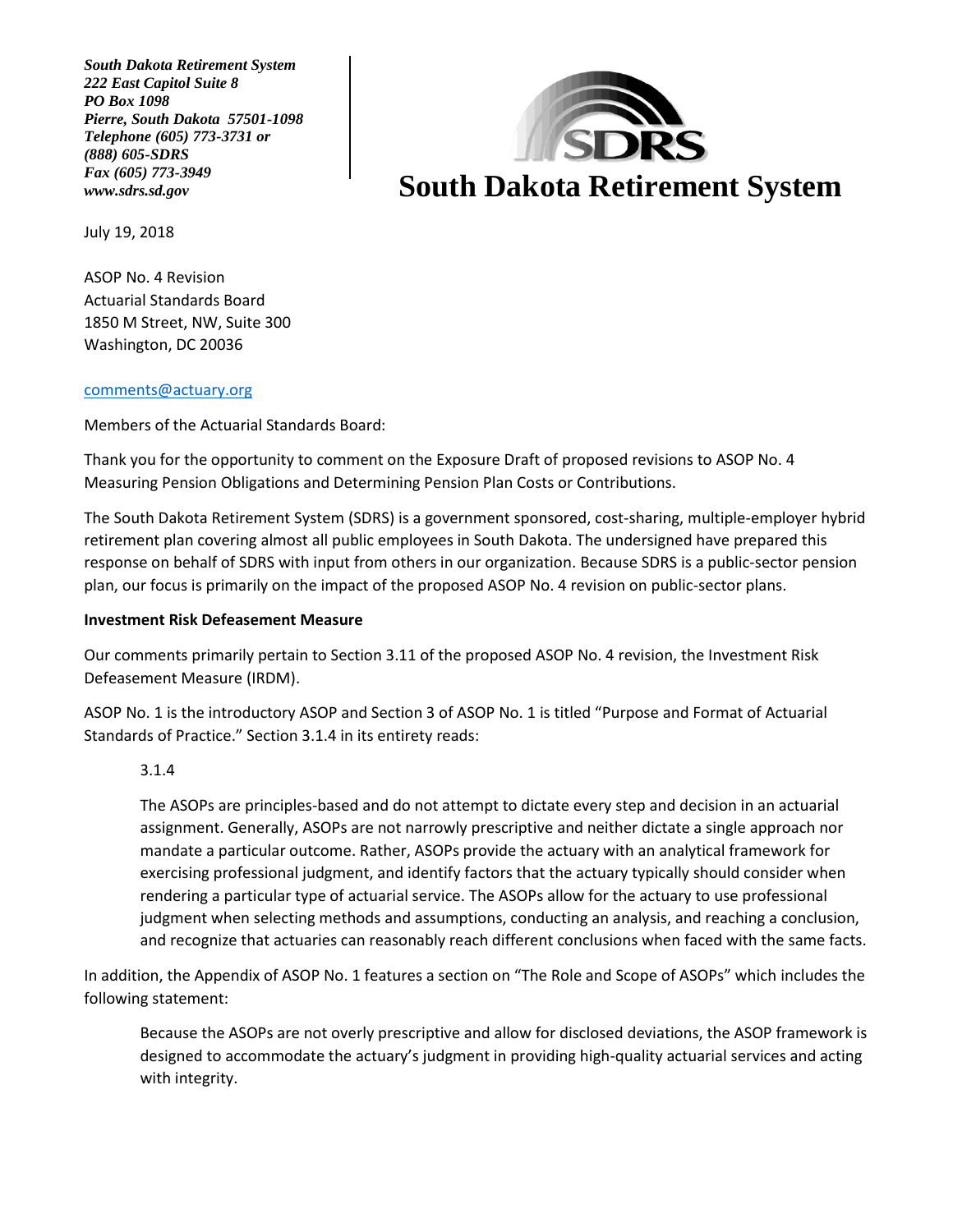*South Dakota Retirement System*
*222 East Capitol Suite 8*
*PO Box 1098*
*Pierre, South Dakota 57501-1098*
*Telephone (605) 773-3731 or*
*(888) 605-SDRS*
*Fax (605) 773-3949*
*www.sdrs.sd.gov*

# South Dakota Retirement System

July 19, 2018

ASOP No. 4 Revision
Actuarial Standards Board
1850 M Street, NW, Suite 300
Washington, DC 20036

comments@actuary.org

Members of the Actuarial Standards Board:

Thank you for the opportunity to comment on the Exposure Draft of proposed revisions to ASOP No. 4 Measuring Pension Obligations and Determining Pension Plan Costs or Contributions.

The South Dakota Retirement System (SDRS) is a government sponsored, cost-sharing, multiple-employer hybrid retirement plan covering almost all public employees in South Dakota. The undersigned have prepared this response on behalf of SDRS with input from others in our organization. Because SDRS is a public-sector pension plan, our focus is primarily on the impact of the proposed ASOP No. 4 revision on public-sector plans.

**Investment Risk Defeasement Measure**

Our comments primarily pertain to Section 3.11 of the proposed ASOP No. 4 revision, the Investment Risk Defeasement Measure (IRDM).

ASOP No. 1 is the introductory ASOP and Section 3 of ASOP No. 1 is titled "Purpose and Format of Actuarial Standards of Practice." Section 3.1.4 in its entirety reads:

> 3.1.4
>
> The ASOPs are principles-based and do not attempt to dictate every step and decision in an actuarial assignment. Generally, ASOPs are not narrowly prescriptive and neither dictate a single approach nor mandate a particular outcome. Rather, ASOPs provide the actuary with an analytical framework for exercising professional judgment, and identify factors that the actuary typically should consider when rendering a particular type of actuarial service. The ASOPs allow for the actuary to use professional judgment when selecting methods and assumptions, conducting an analysis, and reaching a conclusion, and recognize that actuaries can reasonably reach different conclusions when faced with the same facts.

In addition, the Appendix of ASOP No. 1 features a section on "The Role and Scope of ASOPs" which includes the following statement:

> Because the ASOPs are not overly prescriptive and allow for disclosed deviations, the ASOP framework is designed to accommodate the actuary's judgment in providing high-quality actuarial services and acting with integrity.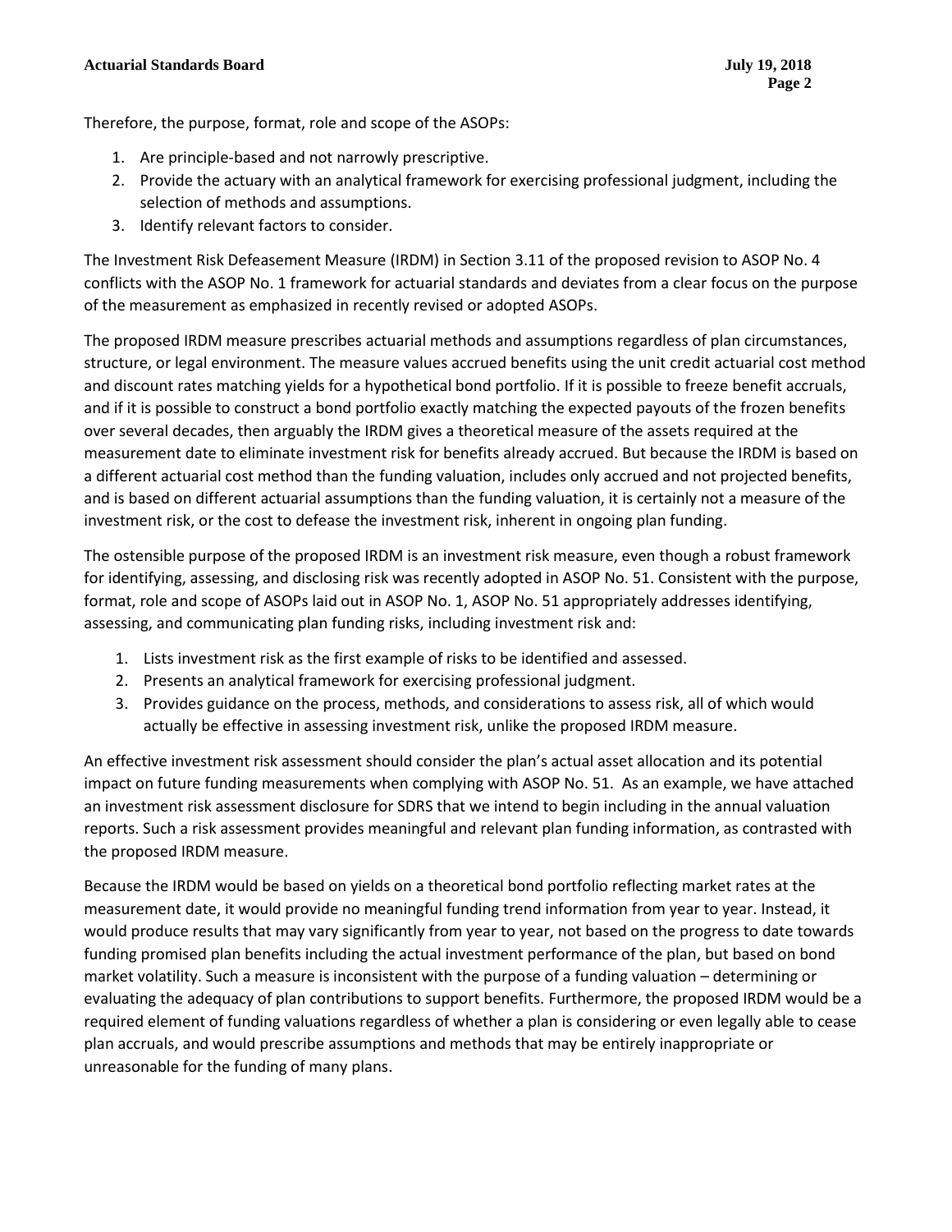Therefore, the purpose, format, role and scope of the ASOPs:

1. Are principle-based and not narrowly prescriptive.
2. Provide the actuary with an analytical framework for exercising professional judgment, including the selection of methods and assumptions.
3. Identify relevant factors to consider.

The Investment Risk Defeasement Measure (IRDM) in Section 3.11 of the proposed revision to ASOP No. 4 conflicts with the ASOP No. 1 framework for actuarial standards and deviates from a clear focus on the purpose of the measurement as emphasized in recently revised or adopted ASOPs.

The proposed IRDM measure prescribes actuarial methods and assumptions regardless of plan circumstances, structure, or legal environment. The measure values accrued benefits using the unit credit actuarial cost method and discount rates matching yields for a hypothetical bond portfolio. If it is possible to freeze benefit accruals, and if it is possible to construct a bond portfolio exactly matching the expected payouts of the frozen benefits over several decades, then arguably the IRDM gives a theoretical measure of the assets required at the measurement date to eliminate investment risk for benefits already accrued. But because the IRDM is based on a different actuarial cost method than the funding valuation, includes only accrued and not projected benefits, and is based on different actuarial assumptions than the funding valuation, it is certainly not a measure of the investment risk, or the cost to defease the investment risk, inherent in ongoing plan funding.

The ostensible purpose of the proposed IRDM is an investment risk measure, even though a robust framework for identifying, assessing, and disclosing risk was recently adopted in ASOP No. 51. Consistent with the purpose, format, role and scope of ASOPs laid out in ASOP No. 1, ASOP No. 51 appropriately addresses identifying, assessing, and communicating plan funding risks, including investment risk and:

1. Lists investment risk as the first example of risks to be identified and assessed.
2. Presents an analytical framework for exercising professional judgment.
3. Provides guidance on the process, methods, and considerations to assess risk, all of which would actually be effective in assessing investment risk, unlike the proposed IRDM measure.

An effective investment risk assessment should consider the plan's actual asset allocation and its potential impact on future funding measurements when complying with ASOP No. 51. As an example, we have attached an investment risk assessment disclosure for SDRS that we intend to begin including in the annual valuation reports. Such a risk assessment provides meaningful and relevant plan funding information, as contrasted with the proposed IRDM measure.

Because the IRDM would be based on yields on a theoretical bond portfolio reflecting market rates at the measurement date, it would provide no meaningful funding trend information from year to year. Instead, it would produce results that may vary significantly from year to year, not based on the progress to date towards funding promised plan benefits including the actual investment performance of the plan, but based on bond market volatility. Such a measure is inconsistent with the purpose of a funding valuation – determining or evaluating the adequacy of plan contributions to support benefits. Furthermore, the proposed IRDM would be a required element of funding valuations regardless of whether a plan is considering or even legally able to cease plan accruals, and would prescribe assumptions and methods that may be entirely inappropriate or unreasonable for the funding of many plans.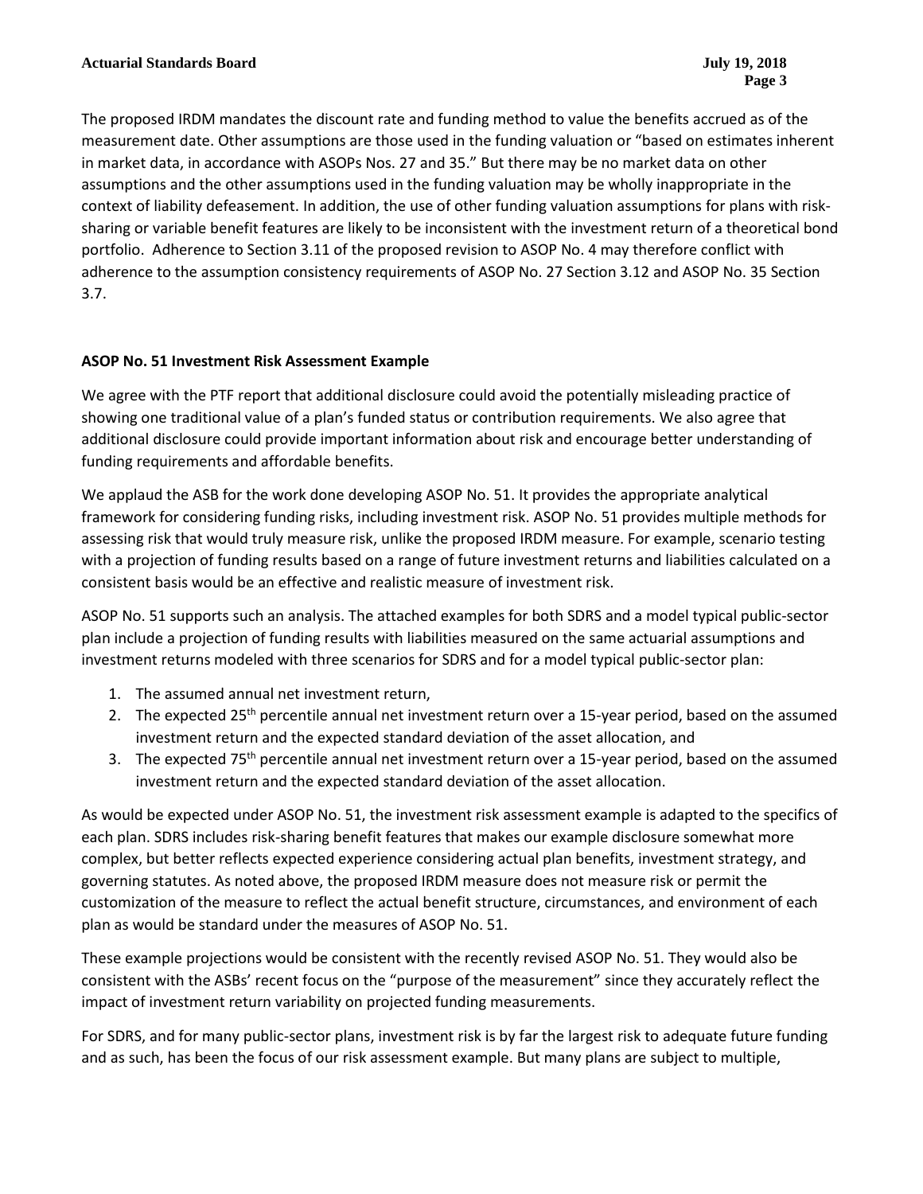The proposed IRDM mandates the discount rate and funding method to value the benefits accrued as of the measurement date. Other assumptions are those used in the funding valuation or "based on estimates inherent in market data, in accordance with ASOPs Nos. 27 and 35." But there may be no market data on other assumptions and the other assumptions used in the funding valuation may be wholly inappropriate in the context of liability defeasement. In addition, the use of other funding valuation assumptions for plans with risk-sharing or variable benefit features are likely to be inconsistent with the investment return of a theoretical bond portfolio. Adherence to Section 3.11 of the proposed revision to ASOP No. 4 may therefore conflict with adherence to the assumption consistency requirements of ASOP No. 27 Section 3.12 and ASOP No. 35 Section 3.7.

**ASOP No. 51 Investment Risk Assessment Example**

We agree with the PTF report that additional disclosure could avoid the potentially misleading practice of showing one traditional value of a plan's funded status or contribution requirements. We also agree that additional disclosure could provide important information about risk and encourage better understanding of funding requirements and affordable benefits.

We applaud the ASB for the work done developing ASOP No. 51. It provides the appropriate analytical framework for considering funding risks, including investment risk. ASOP No. 51 provides multiple methods for assessing risk that would truly measure risk, unlike the proposed IRDM measure. For example, scenario testing with a projection of funding results based on a range of future investment returns and liabilities calculated on a consistent basis would be an effective and realistic measure of investment risk.

ASOP No. 51 supports such an analysis. The attached examples for both SDRS and a model typical public-sector plan include a projection of funding results with liabilities measured on the same actuarial assumptions and investment returns modeled with three scenarios for SDRS and for a model typical public-sector plan:

1. The assumed annual net investment return,
2. The expected 25th percentile annual net investment return over a 15-year period, based on the assumed investment return and the expected standard deviation of the asset allocation, and
3. The expected 75th percentile annual net investment return over a 15-year period, based on the assumed investment return and the expected standard deviation of the asset allocation.

As would be expected under ASOP No. 51, the investment risk assessment example is adapted to the specifics of each plan. SDRS includes risk-sharing benefit features that makes our example disclosure somewhat more complex, but better reflects expected experience considering actual plan benefits, investment strategy, and governing statutes. As noted above, the proposed IRDM measure does not measure risk or permit the customization of the measure to reflect the actual benefit structure, circumstances, and environment of each plan as would be standard under the measures of ASOP No. 51.

These example projections would be consistent with the recently revised ASOP No. 51. They would also be consistent with the ASBs' recent focus on the "purpose of the measurement" since they accurately reflect the impact of investment return variability on projected funding measurements.

For SDRS, and for many public-sector plans, investment risk is by far the largest risk to adequate future funding and as such, has been the focus of our risk assessment example. But many plans are subject to multiple,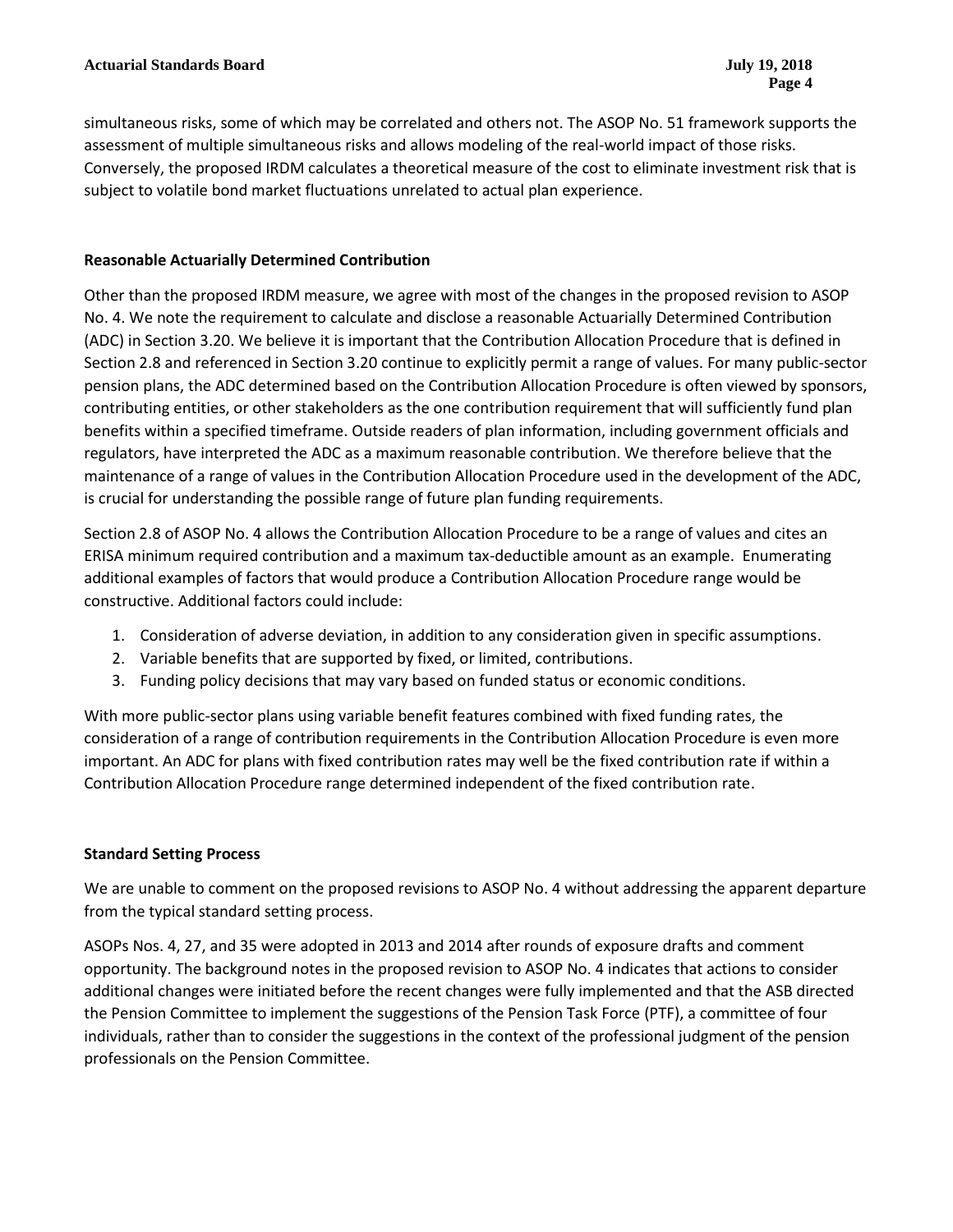simultaneous risks, some of which may be correlated and others not. The ASOP No. 51 framework supports the assessment of multiple simultaneous risks and allows modeling of the real-world impact of those risks. Conversely, the proposed IRDM calculates a theoretical measure of the cost to eliminate investment risk that is subject to volatile bond market fluctuations unrelated to actual plan experience.

**Reasonable Actuarially Determined Contribution**

Other than the proposed IRDM measure, we agree with most of the changes in the proposed revision to ASOP No. 4. We note the requirement to calculate and disclose a reasonable Actuarially Determined Contribution (ADC) in Section 3.20. We believe it is important that the Contribution Allocation Procedure that is defined in Section 2.8 and referenced in Section 3.20 continue to explicitly permit a range of values. For many public-sector pension plans, the ADC determined based on the Contribution Allocation Procedure is often viewed by sponsors, contributing entities, or other stakeholders as the one contribution requirement that will sufficiently fund plan benefits within a specified timeframe. Outside readers of plan information, including government officials and regulators, have interpreted the ADC as a maximum reasonable contribution. We therefore believe that the maintenance of a range of values in the Contribution Allocation Procedure used in the development of the ADC, is crucial for understanding the possible range of future plan funding requirements.

Section 2.8 of ASOP No. 4 allows the Contribution Allocation Procedure to be a range of values and cites an ERISA minimum required contribution and a maximum tax-deductible amount as an example. Enumerating additional examples of factors that would produce a Contribution Allocation Procedure range would be constructive. Additional factors could include:

1. Consideration of adverse deviation, in addition to any consideration given in specific assumptions.
2. Variable benefits that are supported by fixed, or limited, contributions.
3. Funding policy decisions that may vary based on funded status or economic conditions.

With more public-sector plans using variable benefit features combined with fixed funding rates, the consideration of a range of contribution requirements in the Contribution Allocation Procedure is even more important. An ADC for plans with fixed contribution rates may well be the fixed contribution rate if within a Contribution Allocation Procedure range determined independent of the fixed contribution rate.

**Standard Setting Process**

We are unable to comment on the proposed revisions to ASOP No. 4 without addressing the apparent departure from the typical standard setting process.

ASOPs Nos. 4, 27, and 35 were adopted in 2013 and 2014 after rounds of exposure drafts and comment opportunity. The background notes in the proposed revision to ASOP No. 4 indicates that actions to consider additional changes were initiated before the recent changes were fully implemented and that the ASB directed the Pension Committee to implement the suggestions of the Pension Task Force (PTF), a committee of four individuals, rather than to consider the suggestions in the context of the professional judgment of the pension professionals on the Pension Committee.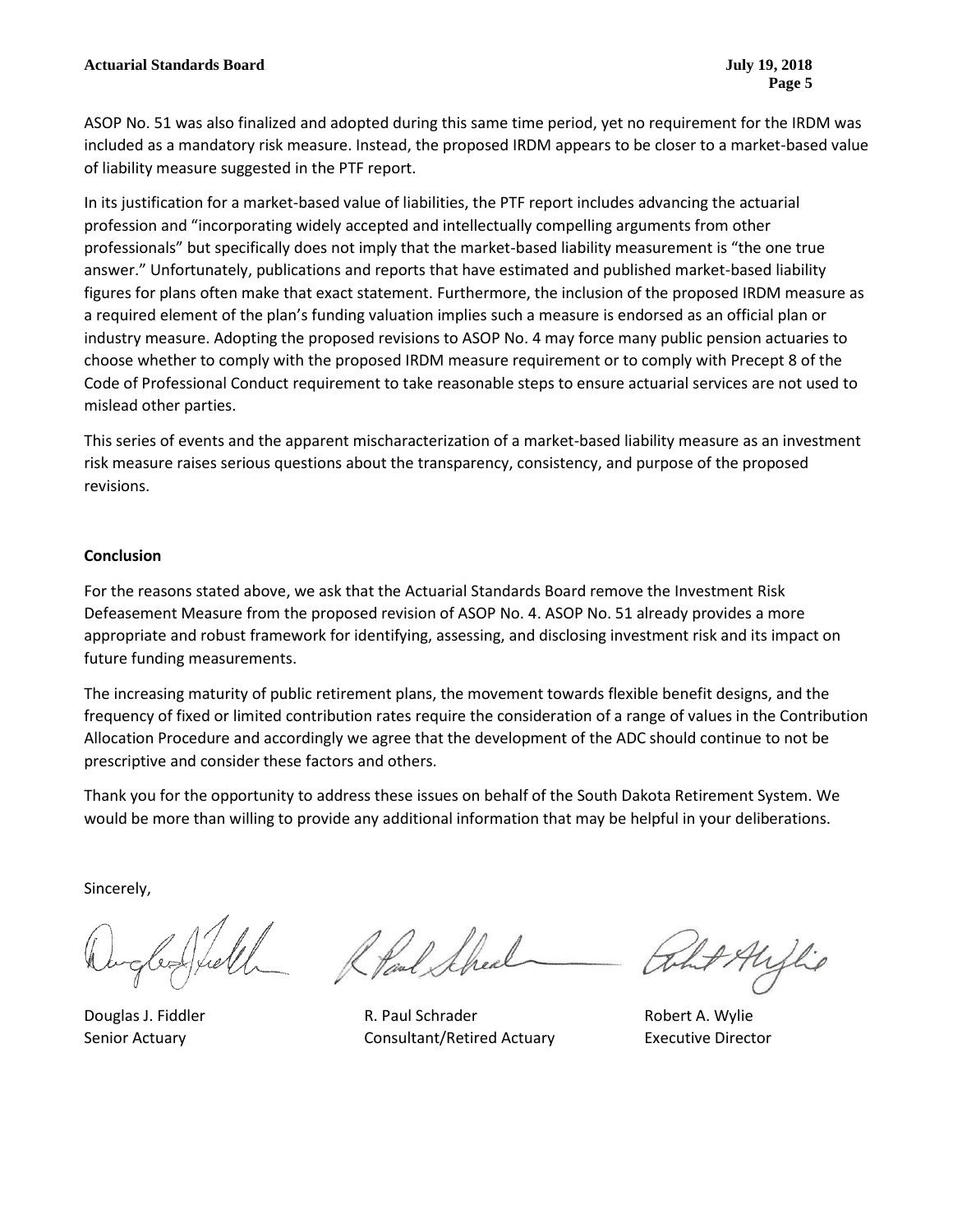ASOP No. 51 was also finalized and adopted during this same time period, yet no requirement for the IRDM was included as a mandatory risk measure. Instead, the proposed IRDM appears to be closer to a market-based value of liability measure suggested in the PTF report.

In its justification for a market-based value of liabilities, the PTF report includes advancing the actuarial profession and "incorporating widely accepted and intellectually compelling arguments from other professionals" but specifically does not imply that the market-based liability measurement is "the one true answer." Unfortunately, publications and reports that have estimated and published market-based liability figures for plans often make that exact statement. Furthermore, the inclusion of the proposed IRDM measure as a required element of the plan's funding valuation implies such a measure is endorsed as an official plan or industry measure. Adopting the proposed revisions to ASOP No. 4 may force many public pension actuaries to choose whether to comply with the proposed IRDM measure requirement or to comply with Precept 8 of the Code of Professional Conduct requirement to take reasonable steps to ensure actuarial services are not used to mislead other parties.

This series of events and the apparent mischaracterization of a market-based liability measure as an investment risk measure raises serious questions about the transparency, consistency, and purpose of the proposed revisions.

**Conclusion**

For the reasons stated above, we ask that the Actuarial Standards Board remove the Investment Risk Defeasement Measure from the proposed revision of ASOP No. 4. ASOP No. 51 already provides a more appropriate and robust framework for identifying, assessing, and disclosing investment risk and its impact on future funding measurements.

The increasing maturity of public retirement plans, the movement towards flexible benefit designs, and the frequency of fixed or limited contribution rates require the consideration of a range of values in the Contribution Allocation Procedure and accordingly we agree that the development of the ADC should continue to not be prescriptive and consider these factors and others.

Thank you for the opportunity to address these issues on behalf of the South Dakota Retirement System. We would be more than willing to provide any additional information that may be helpful in your deliberations.

Sincerely,

| Douglas J. Fiddler | R. Paul Schrader | Robert A. Wylie |
|---|---|---|
| Senior Actuary | Consultant/Retired Actuary | Executive Director |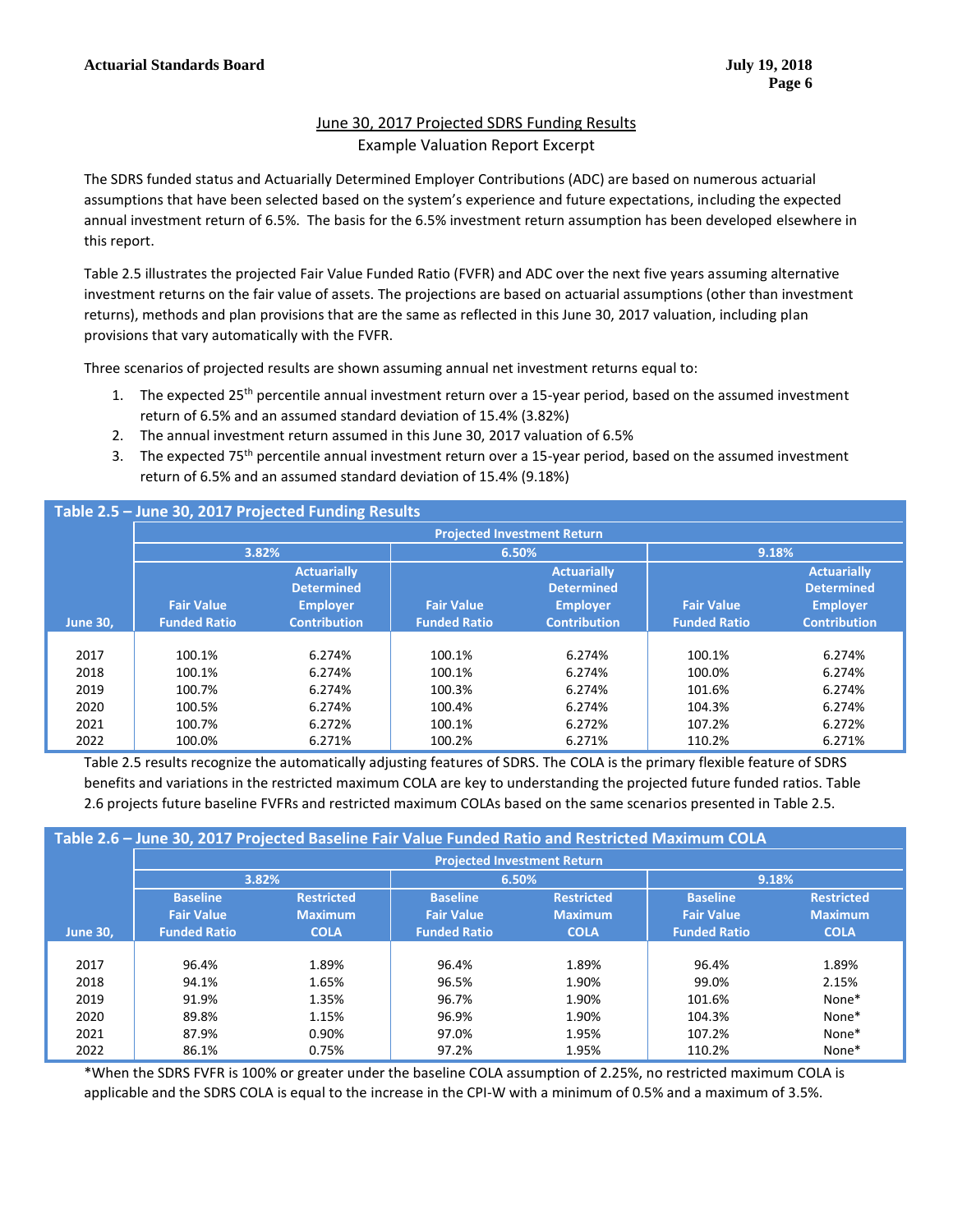## June 30, 2017 Projected SDRS Funding Results

Example Valuation Report Excerpt

The SDRS funded status and Actuarially Determined Employer Contributions (ADC) are based on numerous actuarial assumptions that have been selected based on the system's experience and future expectations, including the expected annual investment return of 6.5%. The basis for the 6.5% investment return assumption has been developed elsewhere in this report.

Table 2.5 illustrates the projected Fair Value Funded Ratio (FVFR) and ADC over the next five years assuming alternative investment returns on the fair value of assets. The projections are based on actuarial assumptions (other than investment returns), methods and plan provisions that are the same as reflected in this June 30, 2017 valuation, including plan provisions that vary automatically with the FVFR.

Three scenarios of projected results are shown assuming annual net investment returns equal to:

1. The expected 25th percentile annual investment return over a 15-year period, based on the assumed investment return of 6.5% and an assumed standard deviation of 15.4% (3.82%)
2. The annual investment return assumed in this June 30, 2017 valuation of 6.5%
3. The expected 75th percentile annual investment return over a 15-year period, based on the assumed investment return of 6.5% and an assumed standard deviation of 15.4% (9.18%)

**Table 2.5 – June 30, 2017 Projected Funding Results**

| | Projected Investment Return | | | | | |
|---|---|---|---|---|---|---|
| | 3.82% | | 6.50% | | 9.18% | |
| June 30, | Fair Value Funded Ratio | Actuarially Determined Employer Contribution | Fair Value Funded Ratio | Actuarially Determined Employer Contribution | Fair Value Funded Ratio | Actuarially Determined Employer Contribution |
| 2017 | 100.1% | 6.274% | 100.1% | 6.274% | 100.1% | 6.274% |
| 2018 | 100.1% | 6.274% | 100.1% | 6.274% | 100.0% | 6.274% |
| 2019 | 100.7% | 6.274% | 100.3% | 6.274% | 101.6% | 6.274% |
| 2020 | 100.5% | 6.274% | 100.4% | 6.274% | 104.3% | 6.274% |
| 2021 | 100.7% | 6.272% | 100.1% | 6.272% | 107.2% | 6.272% |
| 2022 | 100.0% | 6.271% | 100.2% | 6.271% | 110.2% | 6.271% |

Table 2.5 results recognize the automatically adjusting features of SDRS. The COLA is the primary flexible feature of SDRS benefits and variations in the restricted maximum COLA are key to understanding the projected future funded ratios. Table 2.6 projects future baseline FVFRs and restricted maximum COLAs based on the same scenarios presented in Table 2.5.

**Table 2.6 – June 30, 2017 Projected Baseline Fair Value Funded Ratio and Restricted Maximum COLA**

| | Projected Investment Return | | | | | |
|---|---|---|---|---|---|---|
| | 3.82% | | 6.50% | | 9.18% | |
| June 30, | Baseline Fair Value Funded Ratio | Restricted Maximum COLA | Baseline Fair Value Funded Ratio | Restricted Maximum COLA | Baseline Fair Value Funded Ratio | Restricted Maximum COLA |
| 2017 | 96.4% | 1.89% | 96.4% | 1.89% | 96.4% | 1.89% |
| 2018 | 94.1% | 1.65% | 96.5% | 1.90% | 99.0% | 2.15% |
| 2019 | 91.9% | 1.35% | 96.7% | 1.90% | 101.6% | None* |
| 2020 | 89.8% | 1.15% | 96.9% | 1.90% | 104.3% | None* |
| 2021 | 87.9% | 0.90% | 97.0% | 1.95% | 107.2% | None* |
| 2022 | 86.1% | 0.75% | 97.2% | 1.95% | 110.2% | None* |

*When the SDRS FVFR is 100% or greater under the baseline COLA assumption of 2.25%, no restricted maximum COLA is applicable and the SDRS COLA is equal to the increase in the CPI-W with a minimum of 0.5% and a maximum of 3.5%.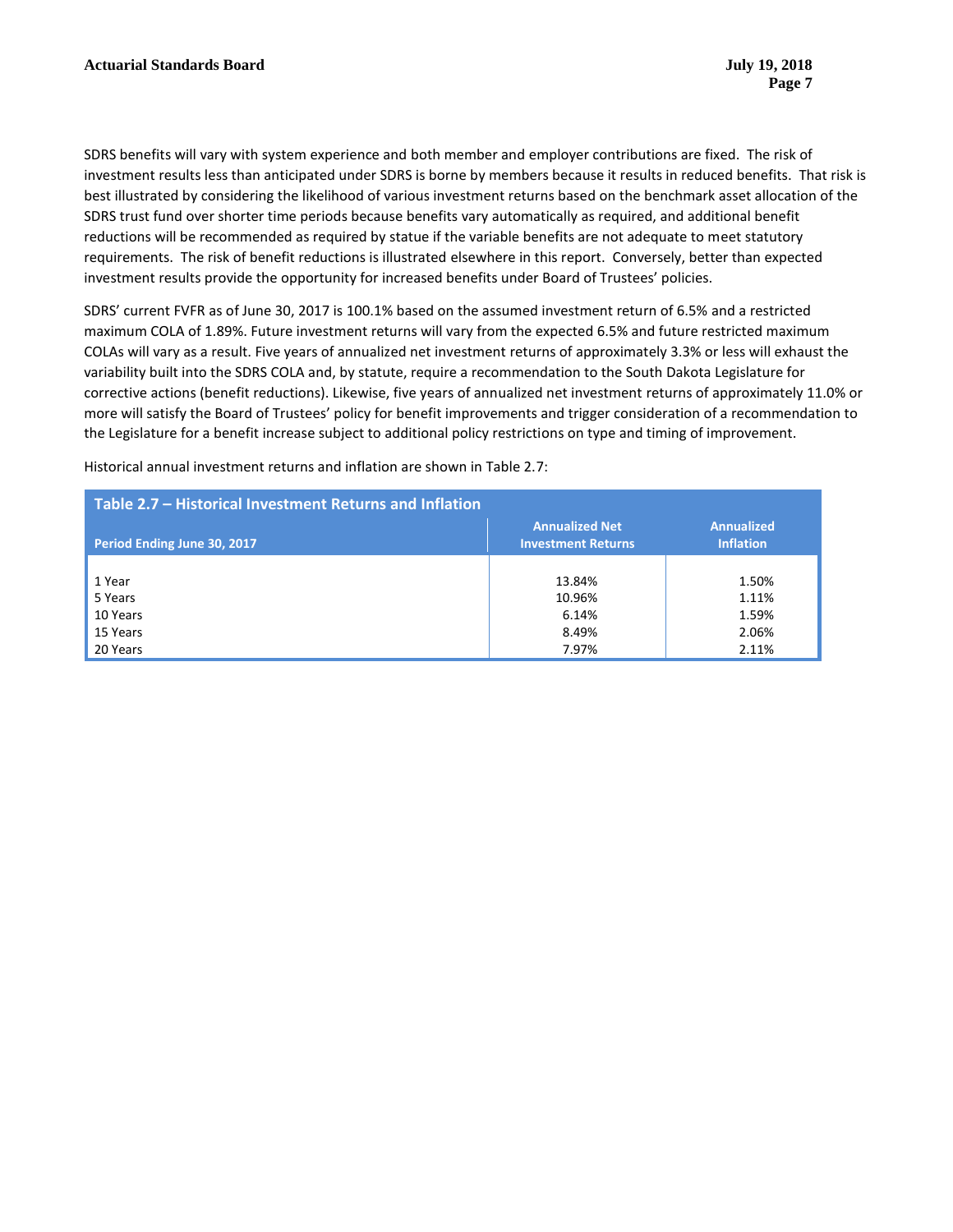SDRS benefits will vary with system experience and both member and employer contributions are fixed. The risk of investment results less than anticipated under SDRS is borne by members because it results in reduced benefits. That risk is best illustrated by considering the likelihood of various investment returns based on the benchmark asset allocation of the SDRS trust fund over shorter time periods because benefits vary automatically as required, and additional benefit reductions will be recommended as required by statue if the variable benefits are not adequate to meet statutory requirements. The risk of benefit reductions is illustrated elsewhere in this report. Conversely, better than expected investment results provide the opportunity for increased benefits under Board of Trustees' policies.

SDRS' current FVFR as of June 30, 2017 is 100.1% based on the assumed investment return of 6.5% and a restricted maximum COLA of 1.89%. Future investment returns will vary from the expected 6.5% and future restricted maximum COLAs will vary as a result. Five years of annualized net investment returns of approximately 3.3% or less will exhaust the variability built into the SDRS COLA and, by statute, require a recommendation to the South Dakota Legislature for corrective actions (benefit reductions). Likewise, five years of annualized net investment returns of approximately 11.0% or more will satisfy the Board of Trustees' policy for benefit improvements and trigger consideration of a recommendation to the Legislature for a benefit increase subject to additional policy restrictions on type and timing of improvement.

Historical annual investment returns and inflation are shown in Table 2.7:

**Table 2.7 – Historical Investment Returns and Inflation**

| Period Ending June 30, 2017 | Annualized Net Investment Returns | Annualized Inflation |
|---|---|---|
| 1 Year | 13.84% | 1.50% |
| 5 Years | 10.96% | 1.11% |
| 10 Years | 6.14% | 1.59% |
| 15 Years | 8.49% | 2.06% |
| 20 Years | 7.97% | 2.11% |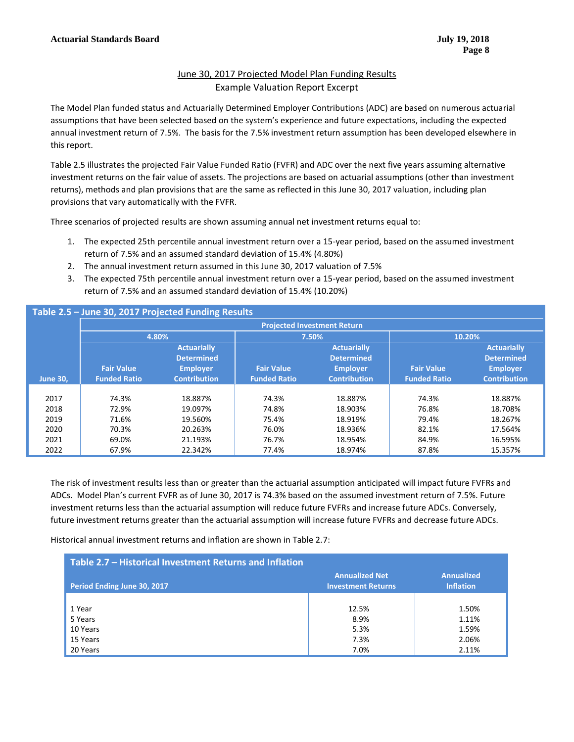## June 30, 2017 Projected Model Plan Funding Results

### Example Valuation Report Excerpt

The Model Plan funded status and Actuarially Determined Employer Contributions (ADC) are based on numerous actuarial assumptions that have been selected based on the system's experience and future expectations, including the expected annual investment return of 7.5%. The basis for the 7.5% investment return assumption has been developed elsewhere in this report.

Table 2.5 illustrates the projected Fair Value Funded Ratio (FVFR) and ADC over the next five years assuming alternative investment returns on the fair value of assets. The projections are based on actuarial assumptions (other than investment returns), methods and plan provisions that are the same as reflected in this June 30, 2017 valuation, including plan provisions that vary automatically with the FVFR.

Three scenarios of projected results are shown assuming annual net investment returns equal to:

1. The expected 25th percentile annual investment return over a 15-year period, based on the assumed investment return of 7.5% and an assumed standard deviation of 15.4% (4.80%)
2. The annual investment return assumed in this June 30, 2017 valuation of 7.5%
3. The expected 75th percentile annual investment return over a 15-year period, based on the assumed investment return of 7.5% and an assumed standard deviation of 15.4% (10.20%)

**Table 2.5 – June 30, 2017 Projected Funding Results**

| | Projected Investment Return | | | | | |
|---|---|---|---|---|---|---|
| | 4.80% | | 7.50% | | 10.20% | |
| June 30, | Fair Value Funded Ratio | Actuarially Determined Employer Contribution | Fair Value Funded Ratio | Actuarially Determined Employer Contribution | Fair Value Funded Ratio | Actuarially Determined Employer Contribution |
| 2017 | 74.3% | 18.887% | 74.3% | 18.887% | 74.3% | 18.887% |
| 2018 | 72.9% | 19.097% | 74.8% | 18.903% | 76.8% | 18.708% |
| 2019 | 71.6% | 19.560% | 75.4% | 18.919% | 79.4% | 18.267% |
| 2020 | 70.3% | 20.263% | 76.0% | 18.936% | 82.1% | 17.564% |
| 2021 | 69.0% | 21.193% | 76.7% | 18.954% | 84.9% | 16.595% |
| 2022 | 67.9% | 22.342% | 77.4% | 18.974% | 87.8% | 15.357% |

The risk of investment results less than or greater than the actuarial assumption anticipated will impact future FVFRs and ADCs. Model Plan's current FVFR as of June 30, 2017 is 74.3% based on the assumed investment return of 7.5%. Future investment returns less than the actuarial assumption will reduce future FVFRs and increase future ADCs. Conversely, future investment returns greater than the actuarial assumption will increase future FVFRs and decrease future ADCs.

Historical annual investment returns and inflation are shown in Table 2.7:

**Table 2.7 – Historical Investment Returns and Inflation**

| Period Ending June 30, 2017 | Annualized Net Investment Returns | Annualized Inflation |
|---|---|---|
| 1 Year | 12.5% | 1.50% |
| 5 Years | 8.9% | 1.11% |
| 10 Years | 5.3% | 1.59% |
| 15 Years | 7.3% | 2.06% |
| 20 Years | 7.0% | 2.11% |